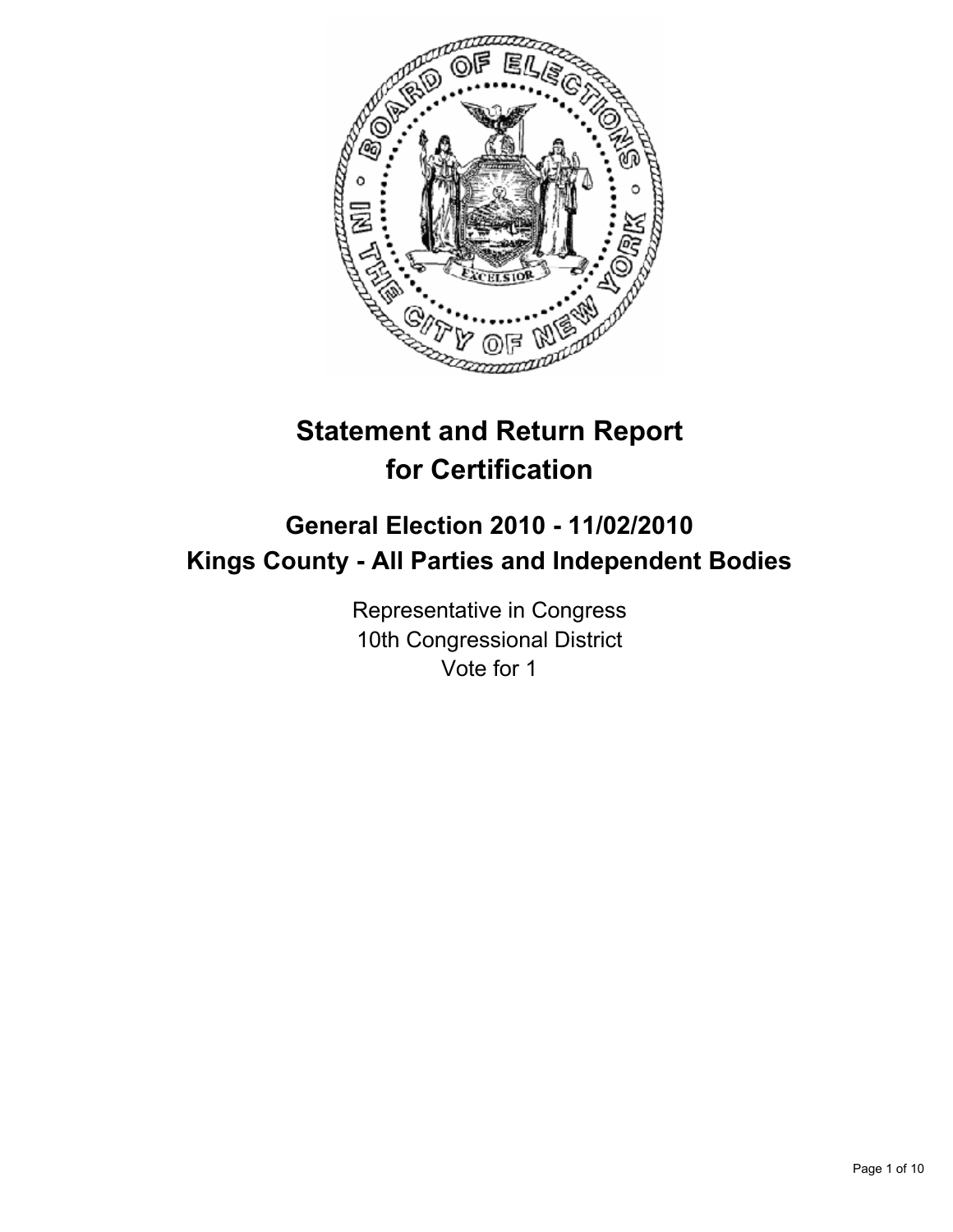# Statement and Return Report for Certification

## General Election 2010 - 11/02/2010
## Kings County - All Parties and Independent Bodies

Representative in Congress
10th Congressional District
Vote for 1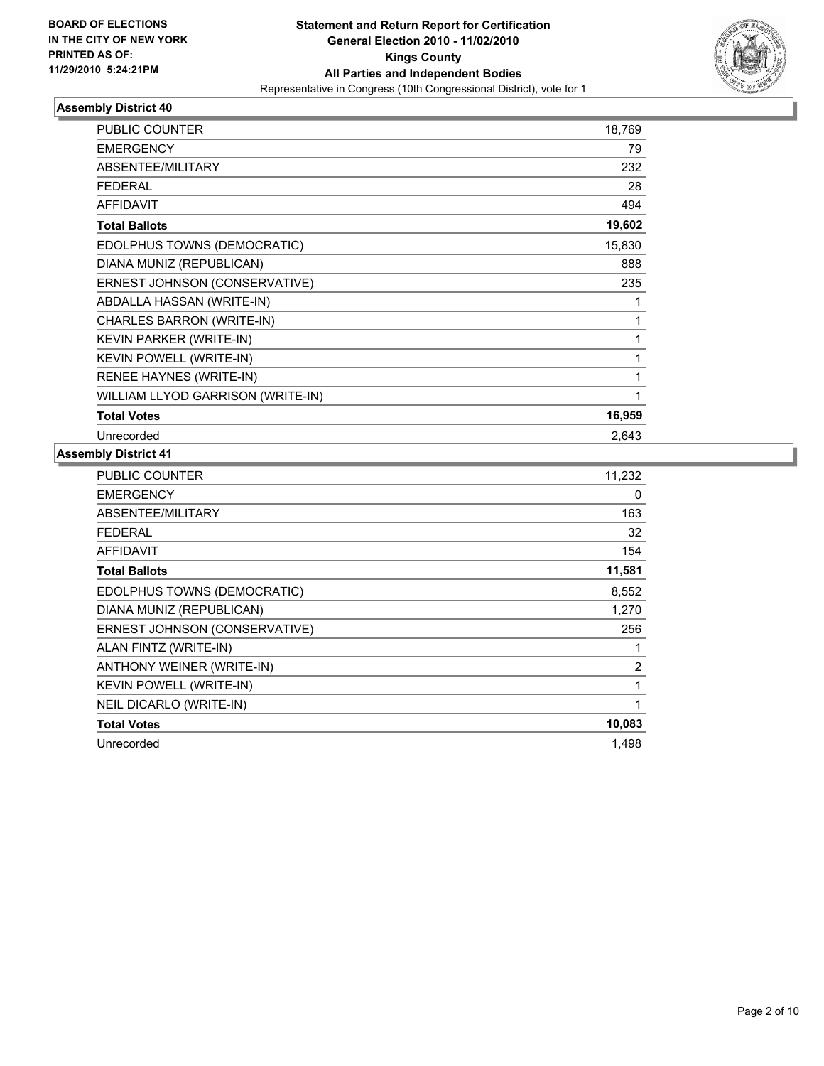**BOARD OF ELECTIONS IN THE CITY OF NEW YORK PRINTED AS OF: 11/29/2010 5:24:21PM**

**Statement and Return Report for Certification**
**General Election 2010 - 11/02/2010**
**Kings County**
**All Parties and Independent Bodies**
Representative in Congress (10th Congressional District), vote for 1

### Assembly District 40

| | |
|---|---|
| PUBLIC COUNTER | 18,769 |
| EMERGENCY | 79 |
| ABSENTEE/MILITARY | 232 |
| FEDERAL | 28 |
| AFFIDAVIT | 494 |
| **Total Ballots** | **19,602** |
| EDOLPHUS TOWNS (DEMOCRATIC) | 15,830 |
| DIANA MUNIZ (REPUBLICAN) | 888 |
| ERNEST JOHNSON (CONSERVATIVE) | 235 |
| ABDALLA HASSAN (WRITE-IN) | 1 |
| CHARLES BARRON (WRITE-IN) | 1 |
| KEVIN PARKER (WRITE-IN) | 1 |
| KEVIN POWELL (WRITE-IN) | 1 |
| RENEE HAYNES (WRITE-IN) | 1 |
| WILLIAM LLYOD GARRISON (WRITE-IN) | 1 |
| **Total Votes** | **16,959** |
| Unrecorded | 2,643 |

### Assembly District 41

| | |
|---|---|
| PUBLIC COUNTER | 11,232 |
| EMERGENCY | 0 |
| ABSENTEE/MILITARY | 163 |
| FEDERAL | 32 |
| AFFIDAVIT | 154 |
| **Total Ballots** | **11,581** |
| EDOLPHUS TOWNS (DEMOCRATIC) | 8,552 |
| DIANA MUNIZ (REPUBLICAN) | 1,270 |
| ERNEST JOHNSON (CONSERVATIVE) | 256 |
| ALAN FINTZ (WRITE-IN) | 1 |
| ANTHONY WEINER (WRITE-IN) | 2 |
| KEVIN POWELL (WRITE-IN) | 1 |
| NEIL DICARLO (WRITE-IN) | 1 |
| **Total Votes** | **10,083** |
| Unrecorded | 1,498 |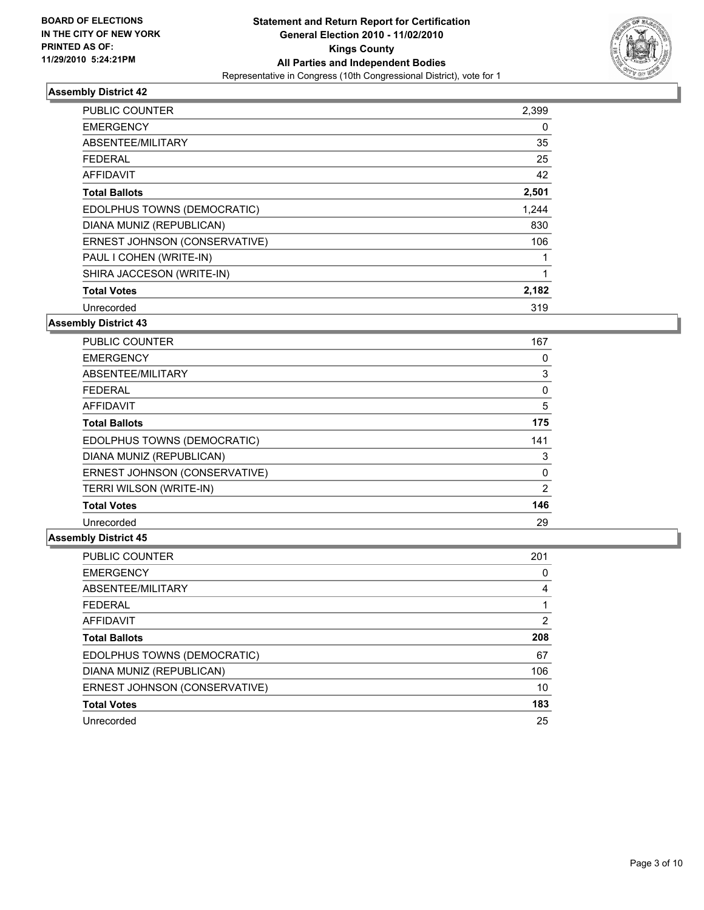**BOARD OF ELECTIONS IN THE CITY OF NEW YORK PRINTED AS OF: 11/29/2010 5:24:21PM**

**Statement and Return Report for Certification General Election 2010 - 11/02/2010 Kings County All Parties and Independent Bodies**
Representative in Congress (10th Congressional District), vote for 1

### Assembly District 42

| | |
|---|---|
| PUBLIC COUNTER | 2,399 |
| EMERGENCY | 0 |
| ABSENTEE/MILITARY | 35 |
| FEDERAL | 25 |
| AFFIDAVIT | 42 |
| **Total Ballots** | **2,501** |
| EDOLPHUS TOWNS (DEMOCRATIC) | 1,244 |
| DIANA MUNIZ (REPUBLICAN) | 830 |
| ERNEST JOHNSON (CONSERVATIVE) | 106 |
| PAUL I COHEN (WRITE-IN) | 1 |
| SHIRA JACCESON (WRITE-IN) | 1 |
| **Total Votes** | **2,182** |
| Unrecorded | 319 |

### Assembly District 43

| | |
|---|---|
| PUBLIC COUNTER | 167 |
| EMERGENCY | 0 |
| ABSENTEE/MILITARY | 3 |
| FEDERAL | 0 |
| AFFIDAVIT | 5 |
| **Total Ballots** | **175** |
| EDOLPHUS TOWNS (DEMOCRATIC) | 141 |
| DIANA MUNIZ (REPUBLICAN) | 3 |
| ERNEST JOHNSON (CONSERVATIVE) | 0 |
| TERRI WILSON (WRITE-IN) | 2 |
| **Total Votes** | **146** |
| Unrecorded | 29 |

### Assembly District 45

| | |
|---|---|
| PUBLIC COUNTER | 201 |
| EMERGENCY | 0 |
| ABSENTEE/MILITARY | 4 |
| FEDERAL | 1 |
| AFFIDAVIT | 2 |
| **Total Ballots** | **208** |
| EDOLPHUS TOWNS (DEMOCRATIC) | 67 |
| DIANA MUNIZ (REPUBLICAN) | 106 |
| ERNEST JOHNSON (CONSERVATIVE) | 10 |
| **Total Votes** | **183** |
| Unrecorded | 25 |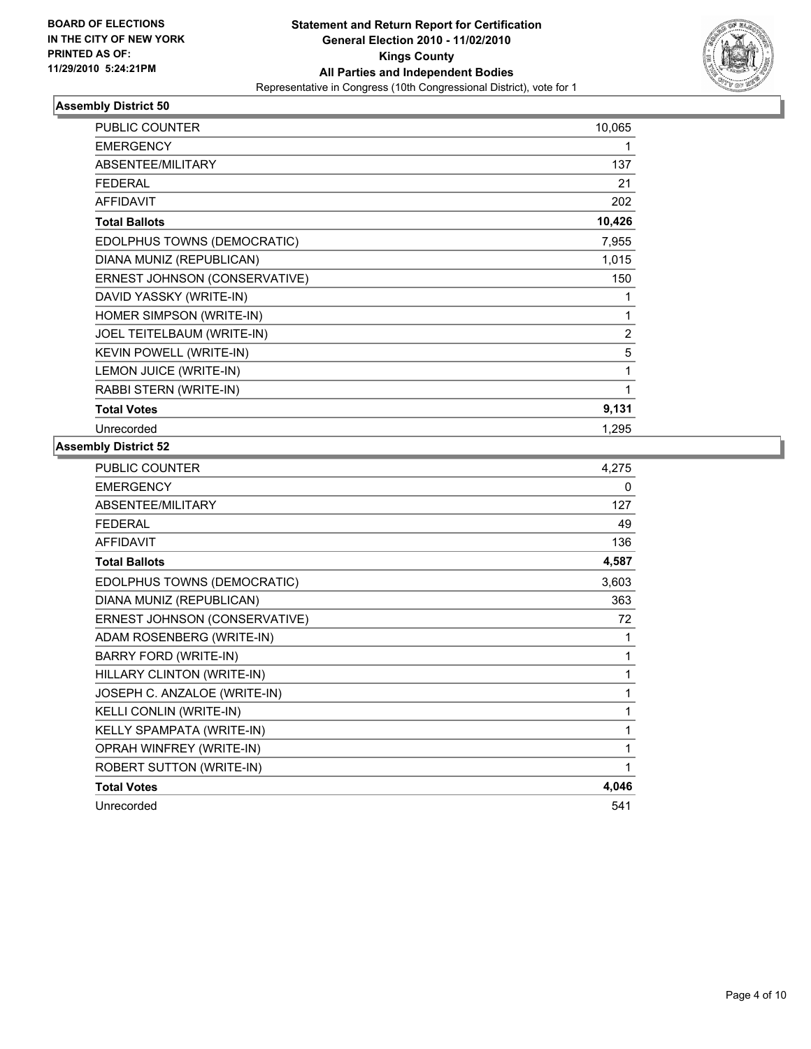**BOARD OF ELECTIONS IN THE CITY OF NEW YORK PRINTED AS OF: 11/29/2010 5:24:21PM**

**Statement and Return Report for Certification General Election 2010 - 11/02/2010 Kings County All Parties and Independent Bodies**
Representative in Congress (10th Congressional District), vote for 1

### Assembly District 50

| | |
|---|---|
| PUBLIC COUNTER | 10,065 |
| EMERGENCY | 1 |
| ABSENTEE/MILITARY | 137 |
| FEDERAL | 21 |
| AFFIDAVIT | 202 |
| **Total Ballots** | **10,426** |
| EDOLPHUS TOWNS (DEMOCRATIC) | 7,955 |
| DIANA MUNIZ (REPUBLICAN) | 1,015 |
| ERNEST JOHNSON (CONSERVATIVE) | 150 |
| DAVID YASSKY (WRITE-IN) | 1 |
| HOMER SIMPSON (WRITE-IN) | 1 |
| JOEL TEITELBAUM (WRITE-IN) | 2 |
| KEVIN POWELL (WRITE-IN) | 5 |
| LEMON JUICE (WRITE-IN) | 1 |
| RABBI STERN (WRITE-IN) | 1 |
| **Total Votes** | **9,131** |
| Unrecorded | 1,295 |

### Assembly District 52

| | |
|---|---|
| PUBLIC COUNTER | 4,275 |
| EMERGENCY | 0 |
| ABSENTEE/MILITARY | 127 |
| FEDERAL | 49 |
| AFFIDAVIT | 136 |
| **Total Ballots** | **4,587** |
| EDOLPHUS TOWNS (DEMOCRATIC) | 3,603 |
| DIANA MUNIZ (REPUBLICAN) | 363 |
| ERNEST JOHNSON (CONSERVATIVE) | 72 |
| ADAM ROSENBERG (WRITE-IN) | 1 |
| BARRY FORD (WRITE-IN) | 1 |
| HILLARY CLINTON (WRITE-IN) | 1 |
| JOSEPH C. ANZALOE (WRITE-IN) | 1 |
| KELLI CONLIN (WRITE-IN) | 1 |
| KELLY SPAMPATA (WRITE-IN) | 1 |
| OPRAH WINFREY (WRITE-IN) | 1 |
| ROBERT SUTTON (WRITE-IN) | 1 |
| **Total Votes** | **4,046** |
| Unrecorded | 541 |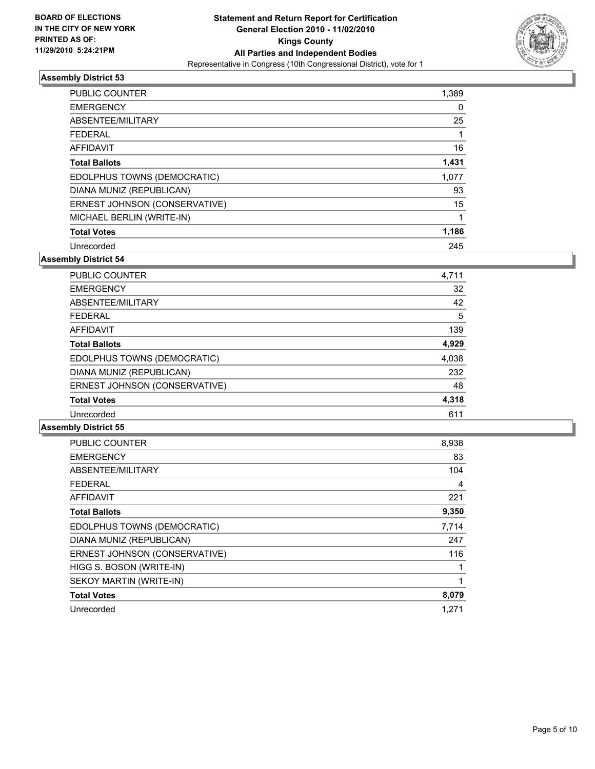BOARD OF ELECTIONS
IN THE CITY OF NEW YORK
PRINTED AS OF:
11/29/2010 5:24:21PM

**Statement and Return Report for Certification**
**General Election 2010 - 11/02/2010**
**Kings County**
**All Parties and Independent Bodies**
Representative in Congress (10th Congressional District), vote for 1

### Assembly District 53

| | |
|---|---|
| PUBLIC COUNTER | 1,389 |
| EMERGENCY | 0 |
| ABSENTEE/MILITARY | 25 |
| FEDERAL | 1 |
| AFFIDAVIT | 16 |
| **Total Ballots** | **1,431** |
| EDOLPHUS TOWNS (DEMOCRATIC) | 1,077 |
| DIANA MUNIZ (REPUBLICAN) | 93 |
| ERNEST JOHNSON (CONSERVATIVE) | 15 |
| MICHAEL BERLIN (WRITE-IN) | 1 |
| **Total Votes** | **1,186** |
| Unrecorded | 245 |

### Assembly District 54

| | |
|---|---|
| PUBLIC COUNTER | 4,711 |
| EMERGENCY | 32 |
| ABSENTEE/MILITARY | 42 |
| FEDERAL | 5 |
| AFFIDAVIT | 139 |
| **Total Ballots** | **4,929** |
| EDOLPHUS TOWNS (DEMOCRATIC) | 4,038 |
| DIANA MUNIZ (REPUBLICAN) | 232 |
| ERNEST JOHNSON (CONSERVATIVE) | 48 |
| **Total Votes** | **4,318** |
| Unrecorded | 611 |

### Assembly District 55

| | |
|---|---|
| PUBLIC COUNTER | 8,938 |
| EMERGENCY | 83 |
| ABSENTEE/MILITARY | 104 |
| FEDERAL | 4 |
| AFFIDAVIT | 221 |
| **Total Ballots** | **9,350** |
| EDOLPHUS TOWNS (DEMOCRATIC) | 7,714 |
| DIANA MUNIZ (REPUBLICAN) | 247 |
| ERNEST JOHNSON (CONSERVATIVE) | 116 |
| HIGG S. BOSON (WRITE-IN) | 1 |
| SEKOY MARTIN (WRITE-IN) | 1 |
| **Total Votes** | **8,079** |
| Unrecorded | 1,271 |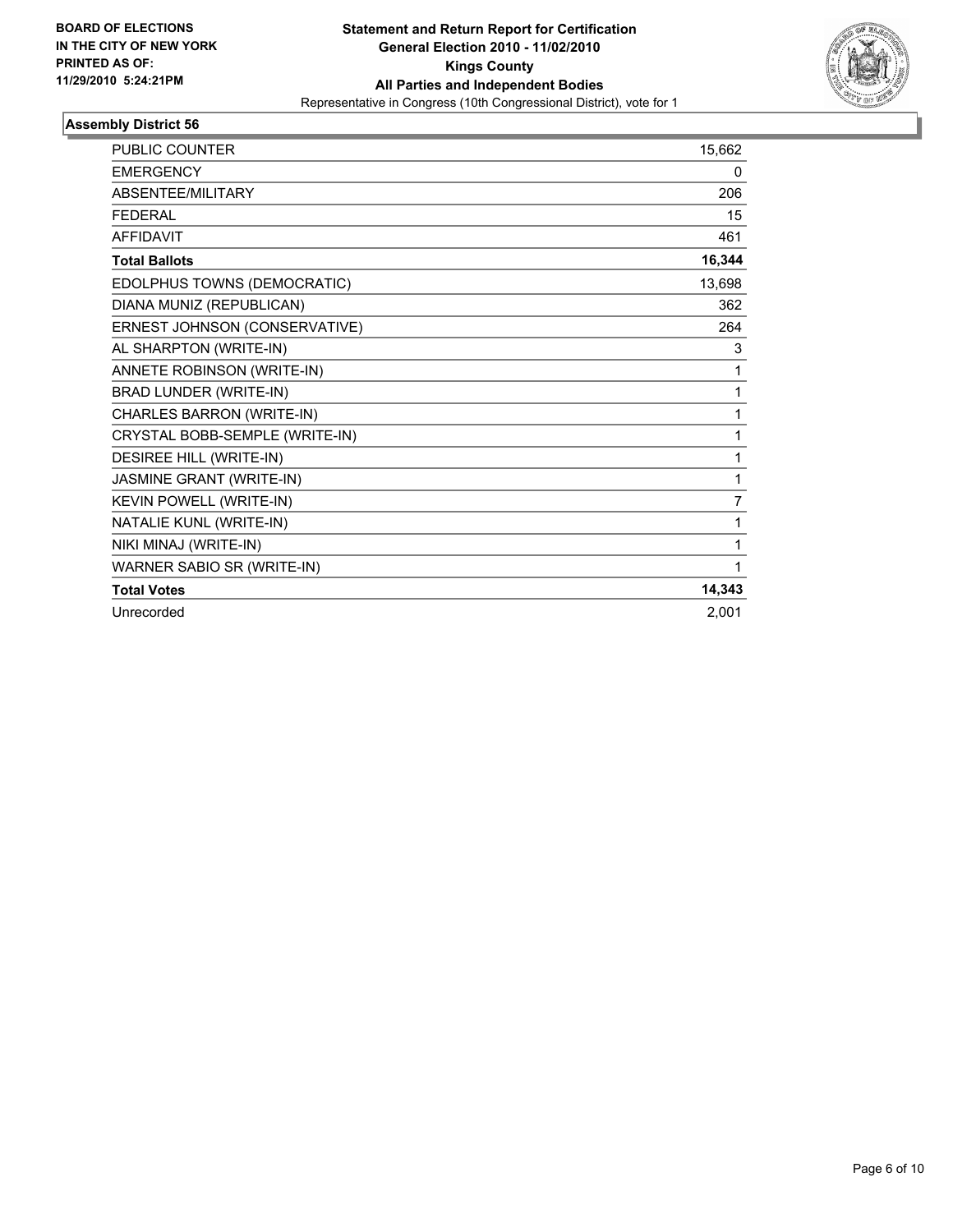**BOARD OF ELECTIONS IN THE CITY OF NEW YORK PRINTED AS OF: 11/29/2010 5:24:21PM**

**Statement and Return Report for Certification General Election 2010 - 11/02/2010 Kings County All Parties and Independent Bodies**

Representative in Congress (10th Congressional District), vote for 1

## Assembly District 56

| | |
|---|---|
| PUBLIC COUNTER | 15,662 |
| EMERGENCY | 0 |
| ABSENTEE/MILITARY | 206 |
| FEDERAL | 15 |
| AFFIDAVIT | 461 |
| **Total Ballots** | **16,344** |
| EDOLPHUS TOWNS (DEMOCRATIC) | 13,698 |
| DIANA MUNIZ (REPUBLICAN) | 362 |
| ERNEST JOHNSON (CONSERVATIVE) | 264 |
| AL SHARPTON (WRITE-IN) | 3 |
| ANNETE ROBINSON (WRITE-IN) | 1 |
| BRAD LUNDER (WRITE-IN) | 1 |
| CHARLES BARRON (WRITE-IN) | 1 |
| CRYSTAL BOBB-SEMPLE (WRITE-IN) | 1 |
| DESIREE HILL (WRITE-IN) | 1 |
| JASMINE GRANT (WRITE-IN) | 1 |
| KEVIN POWELL (WRITE-IN) | 7 |
| NATALIE KUNL (WRITE-IN) | 1 |
| NIKI MINAJ (WRITE-IN) | 1 |
| WARNER SABIO SR (WRITE-IN) | 1 |
| **Total Votes** | **14,343** |
| Unrecorded | 2,001 |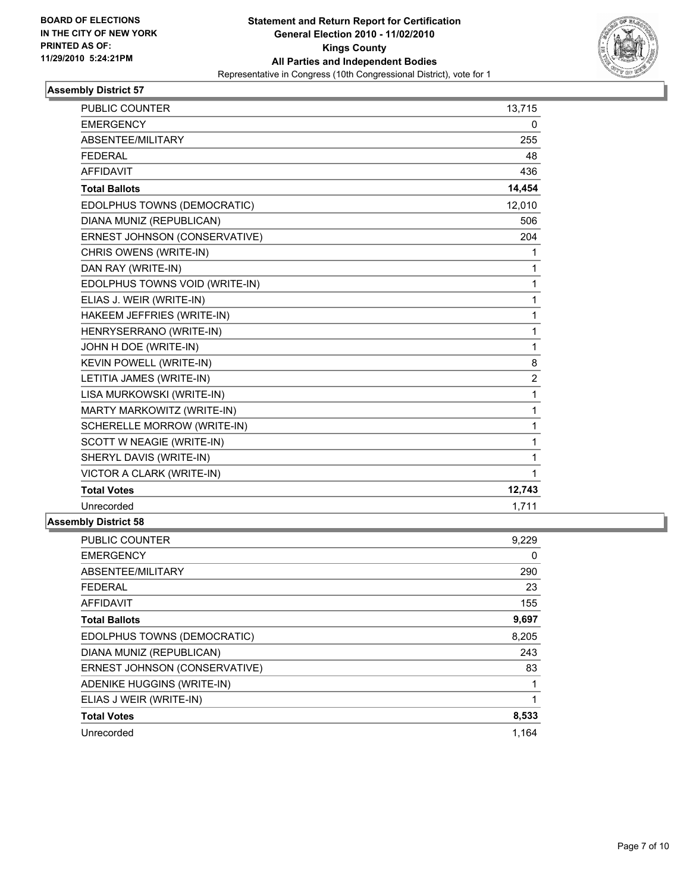**BOARD OF ELECTIONS IN THE CITY OF NEW YORK PRINTED AS OF: 11/29/2010 5:24:21PM**

**Statement and Return Report for Certification General Election 2010 - 11/02/2010 Kings County All Parties and Independent Bodies**

Representative in Congress (10th Congressional District), vote for 1

### Assembly District 57

| | |
|---|---|
| PUBLIC COUNTER | 13,715 |
| EMERGENCY | 0 |
| ABSENTEE/MILITARY | 255 |
| FEDERAL | 48 |
| AFFIDAVIT | 436 |
| **Total Ballots** | **14,454** |
| EDOLPHUS TOWNS (DEMOCRATIC) | 12,010 |
| DIANA MUNIZ (REPUBLICAN) | 506 |
| ERNEST JOHNSON (CONSERVATIVE) | 204 |
| CHRIS OWENS (WRITE-IN) | 1 |
| DAN RAY (WRITE-IN) | 1 |
| EDOLPHUS TOWNS VOID (WRITE-IN) | 1 |
| ELIAS J. WEIR (WRITE-IN) | 1 |
| HAKEEM JEFFRIES (WRITE-IN) | 1 |
| HENRYSERRANO (WRITE-IN) | 1 |
| JOHN H DOE (WRITE-IN) | 1 |
| KEVIN POWELL (WRITE-IN) | 8 |
| LETITIA JAMES (WRITE-IN) | 2 |
| LISA MURKOWSKI (WRITE-IN) | 1 |
| MARTY MARKOWITZ (WRITE-IN) | 1 |
| SCHERELLE MORROW (WRITE-IN) | 1 |
| SCOTT W NEAGIE (WRITE-IN) | 1 |
| SHERYL DAVIS (WRITE-IN) | 1 |
| VICTOR A CLARK (WRITE-IN) | 1 |
| **Total Votes** | **12,743** |
| Unrecorded | 1,711 |

### Assembly District 58

| | |
|---|---|
| PUBLIC COUNTER | 9,229 |
| EMERGENCY | 0 |
| ABSENTEE/MILITARY | 290 |
| FEDERAL | 23 |
| AFFIDAVIT | 155 |
| **Total Ballots** | **9,697** |
| EDOLPHUS TOWNS (DEMOCRATIC) | 8,205 |
| DIANA MUNIZ (REPUBLICAN) | 243 |
| ERNEST JOHNSON (CONSERVATIVE) | 83 |
| ADENIKE HUGGINS (WRITE-IN) | 1 |
| ELIAS J WEIR (WRITE-IN) | 1 |
| **Total Votes** | **8,533** |
| Unrecorded | 1,164 |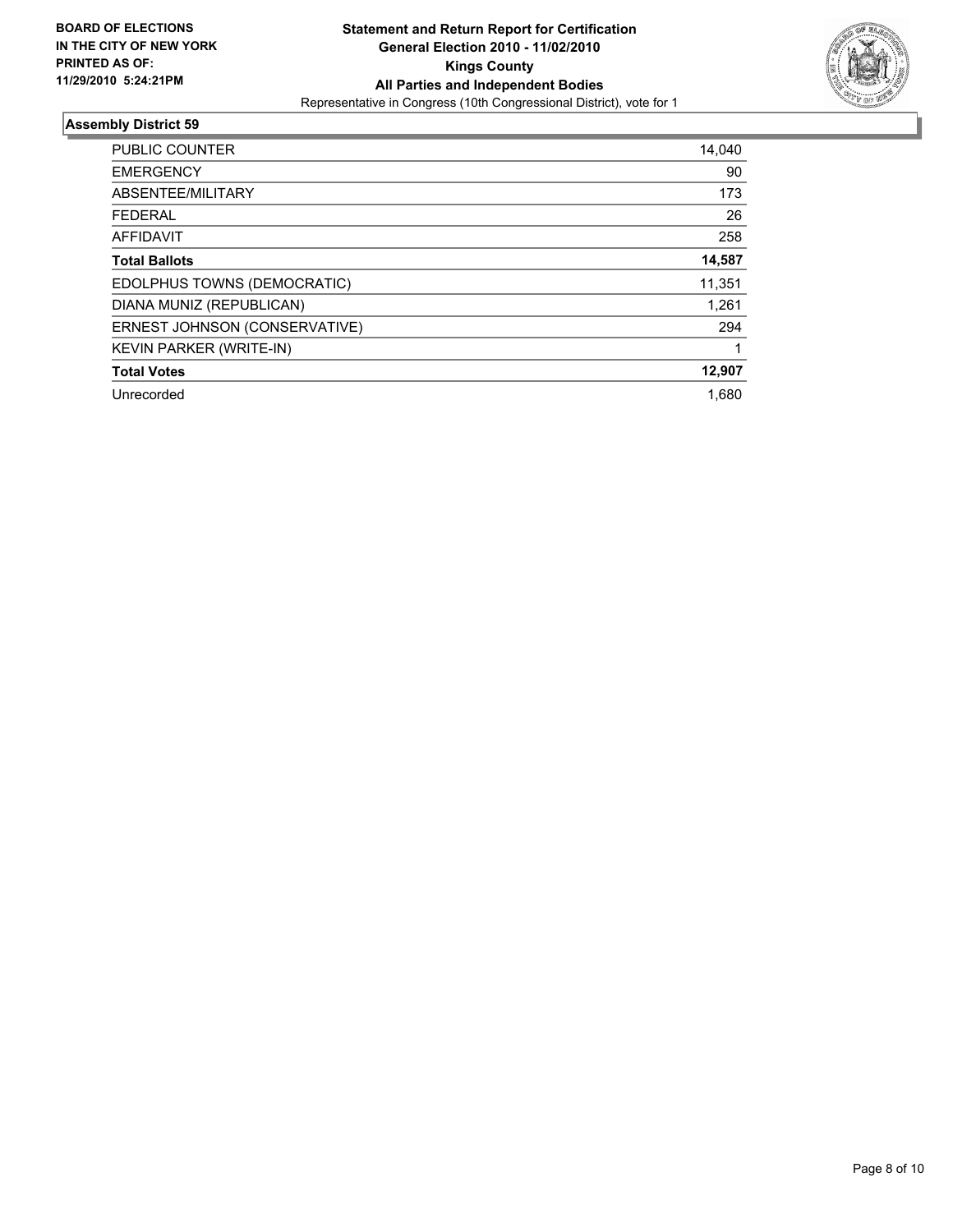**BOARD OF ELECTIONS**
**IN THE CITY OF NEW YORK**
**PRINTED AS OF:**
**11/29/2010 5:24:21PM**

**Statement and Return Report for Certification**
**General Election 2010 - 11/02/2010**
**Kings County**
**All Parties and Independent Bodies**
Representative in Congress (10th Congressional District), vote for 1

## Assembly District 59

| | |
|---|---|
| PUBLIC COUNTER | 14,040 |
| EMERGENCY | 90 |
| ABSENTEE/MILITARY | 173 |
| FEDERAL | 26 |
| AFFIDAVIT | 258 |
| **Total Ballots** | **14,587** |
| EDOLPHUS TOWNS (DEMOCRATIC) | 11,351 |
| DIANA MUNIZ (REPUBLICAN) | 1,261 |
| ERNEST JOHNSON (CONSERVATIVE) | 294 |
| KEVIN PARKER (WRITE-IN) | 1 |
| **Total Votes** | **12,907** |
| Unrecorded | 1,680 |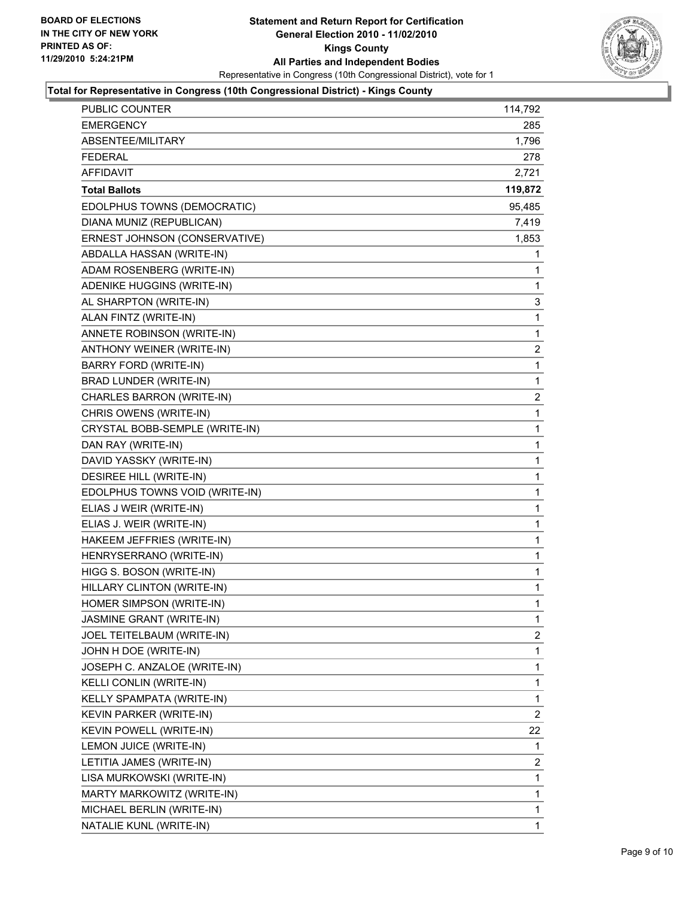**BOARD OF ELECTIONS IN THE CITY OF NEW YORK PRINTED AS OF: 11/29/2010 5:24:21PM**

# Statement and Return Report for Certification General Election 2010 - 11/02/2010 Kings County All Parties and Independent Bodies

Representative in Congress (10th Congressional District), vote for 1

## Total for Representative in Congress (10th Congressional District) - Kings County

| | |
|---|---|
| PUBLIC COUNTER | 114,792 |
| EMERGENCY | 285 |
| ABSENTEE/MILITARY | 1,796 |
| FEDERAL | 278 |
| AFFIDAVIT | 2,721 |
| **Total Ballots** | **119,872** |
| EDOLPHUS TOWNS (DEMOCRATIC) | 95,485 |
| DIANA MUNIZ (REPUBLICAN) | 7,419 |
| ERNEST JOHNSON (CONSERVATIVE) | 1,853 |
| ABDALLA HASSAN (WRITE-IN) | 1 |
| ADAM ROSENBERG (WRITE-IN) | 1 |
| ADENIKE HUGGINS (WRITE-IN) | 1 |
| AL SHARPTON (WRITE-IN) | 3 |
| ALAN FINTZ (WRITE-IN) | 1 |
| ANNETE ROBINSON (WRITE-IN) | 1 |
| ANTHONY WEINER (WRITE-IN) | 2 |
| BARRY FORD (WRITE-IN) | 1 |
| BRAD LUNDER (WRITE-IN) | 1 |
| CHARLES BARRON (WRITE-IN) | 2 |
| CHRIS OWENS (WRITE-IN) | 1 |
| CRYSTAL BOBB-SEMPLE (WRITE-IN) | 1 |
| DAN RAY (WRITE-IN) | 1 |
| DAVID YASSKY (WRITE-IN) | 1 |
| DESIREE HILL (WRITE-IN) | 1 |
| EDOLPHUS TOWNS VOID (WRITE-IN) | 1 |
| ELIAS J WEIR (WRITE-IN) | 1 |
| ELIAS J. WEIR (WRITE-IN) | 1 |
| HAKEEM JEFFRIES (WRITE-IN) | 1 |
| HENRYSERRANO (WRITE-IN) | 1 |
| HIGG S. BOSON (WRITE-IN) | 1 |
| HILLARY CLINTON (WRITE-IN) | 1 |
| HOMER SIMPSON (WRITE-IN) | 1 |
| JASMINE GRANT (WRITE-IN) | 1 |
| JOEL TEITELBAUM (WRITE-IN) | 2 |
| JOHN H DOE (WRITE-IN) | 1 |
| JOSEPH C. ANZALOE (WRITE-IN) | 1 |
| KELLI CONLIN (WRITE-IN) | 1 |
| KELLY SPAMPATA (WRITE-IN) | 1 |
| KEVIN PARKER (WRITE-IN) | 2 |
| KEVIN POWELL (WRITE-IN) | 22 |
| LEMON JUICE (WRITE-IN) | 1 |
| LETITIA JAMES (WRITE-IN) | 2 |
| LISA MURKOWSKI (WRITE-IN) | 1 |
| MARTY MARKOWITZ (WRITE-IN) | 1 |
| MICHAEL BERLIN (WRITE-IN) | 1 |
| NATALIE KUNL (WRITE-IN) | 1 |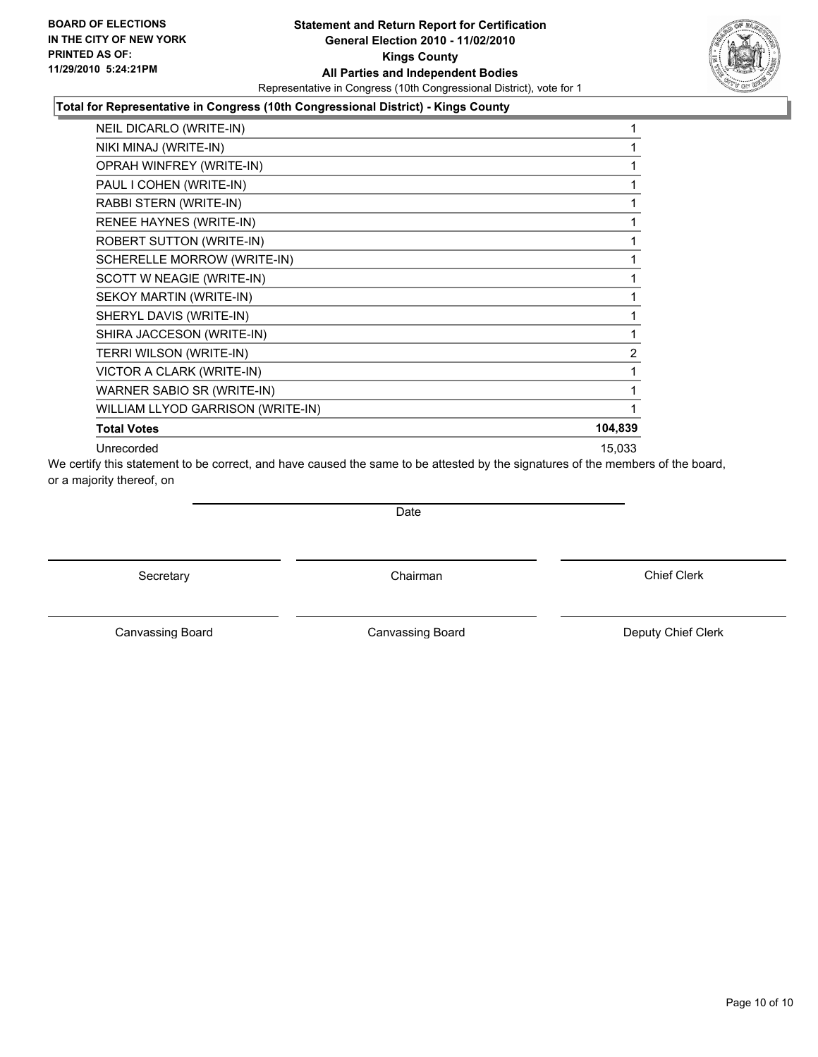**BOARD OF ELECTIONS IN THE CITY OF NEW YORK PRINTED AS OF: 11/29/2010 5:24:21PM**

**Statement and Return Report for Certification**
**General Election 2010 - 11/02/2010**
**Kings County**
**All Parties and Independent Bodies**
Representative in Congress (10th Congressional District), vote for 1

**Total for Representative in Congress (10th Congressional District) - Kings County**

| | |
|---|---|
| NEIL DICARLO (WRITE-IN) | 1 |
| NIKI MINAJ (WRITE-IN) | 1 |
| OPRAH WINFREY (WRITE-IN) | 1 |
| PAUL I COHEN (WRITE-IN) | 1 |
| RABBI STERN (WRITE-IN) | 1 |
| RENEE HAYNES (WRITE-IN) | 1 |
| ROBERT SUTTON (WRITE-IN) | 1 |
| SCHERELLE MORROW (WRITE-IN) | 1 |
| SCOTT W NEAGIE (WRITE-IN) | 1 |
| SEKOY MARTIN (WRITE-IN) | 1 |
| SHERYL DAVIS (WRITE-IN) | 1 |
| SHIRA JACCESON (WRITE-IN) | 1 |
| TERRI WILSON (WRITE-IN) | 2 |
| VICTOR A CLARK (WRITE-IN) | 1 |
| WARNER SABIO SR (WRITE-IN) | 1 |
| WILLIAM LLYOD GARRISON (WRITE-IN) | 1 |
| **Total Votes** | **104,839** |
| Unrecorded | 15,033 |

We certify this statement to be correct, and have caused the same to be attested by the signatures of the members of the board, or a majority thereof, on

Date

Secretary

Chairman

Chief Clerk

Canvassing Board

Canvassing Board

Deputy Chief Clerk